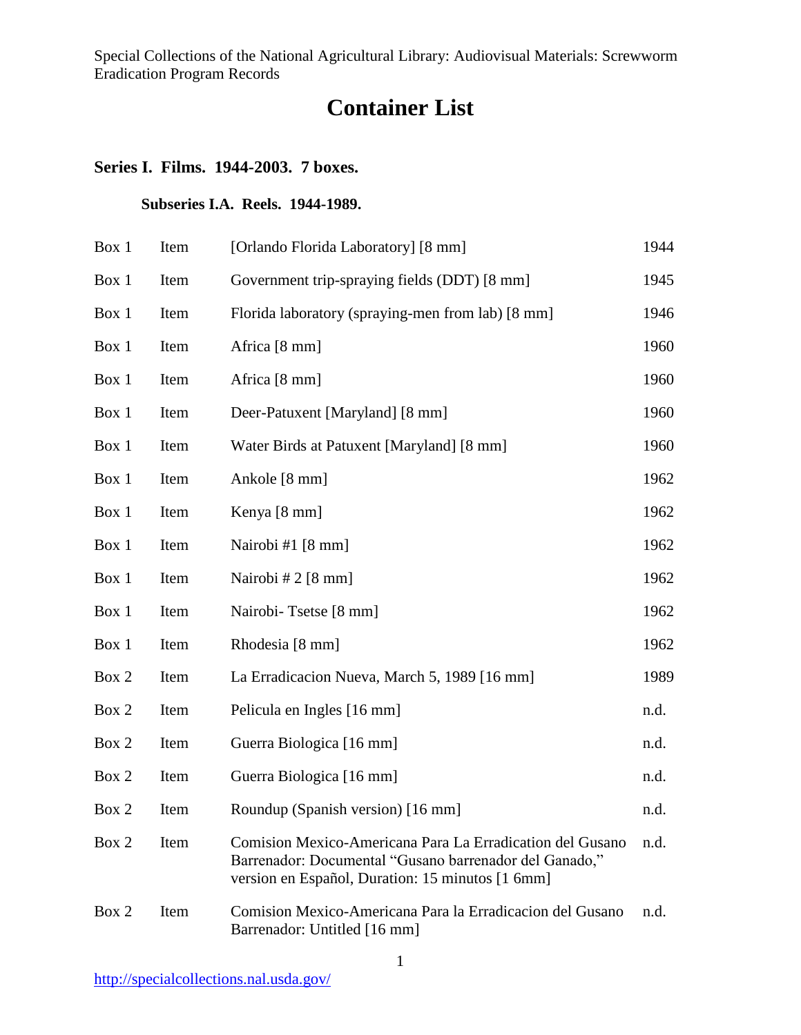Special Collections of the National Agricultural Library: Audiovisual Materials: Screwworm Eradication Program Records

# Container List

## Series I. Films. 1944-2003. 7 boxes.

### Subseries I.A. Reels. 1944-1989.

| | | | |
|---|---|---|---|
| Box 1 | Item | [Orlando Florida Laboratory] [8 mm] | 1944 |
| Box 1 | Item | Government trip-spraying fields (DDT) [8 mm] | 1945 |
| Box 1 | Item | Florida laboratory (spraying-men from lab) [8 mm] | 1946 |
| Box 1 | Item | Africa [8 mm] | 1960 |
| Box 1 | Item | Africa [8 mm] | 1960 |
| Box 1 | Item | Deer-Patuxent [Maryland] [8 mm] | 1960 |
| Box 1 | Item | Water Birds at Patuxent [Maryland] [8 mm] | 1960 |
| Box 1 | Item | Ankole [8 mm] | 1962 |
| Box 1 | Item | Kenya [8 mm] | 1962 |
| Box 1 | Item | Nairobi #1 [8 mm] | 1962 |
| Box 1 | Item | Nairobi # 2 [8 mm] | 1962 |
| Box 1 | Item | Nairobi- Tsetse [8 mm] | 1962 |
| Box 1 | Item | Rhodesia [8 mm] | 1962 |
| Box 2 | Item | La Erradicacion Nueva, March 5, 1989 [16 mm] | 1989 |
| Box 2 | Item | Pelicula en Ingles [16 mm] | n.d. |
| Box 2 | Item | Guerra Biologica [16 mm] | n.d. |
| Box 2 | Item | Guerra Biologica [16 mm] | n.d. |
| Box 2 | Item | Roundup (Spanish version) [16 mm] | n.d. |
| Box 2 | Item | Comision Mexico-Americana Para La Erradication del Gusano Barrenador: Documental "Gusano barrenador del Ganado," version en Español, Duration: 15 minutos [1 6mm] | n.d. |
| Box 2 | Item | Comision Mexico-Americana Para la Erradicacion del Gusano Barrenador: Untitled [16 mm] | n.d. |

http://specialcollections.nal.usda.gov/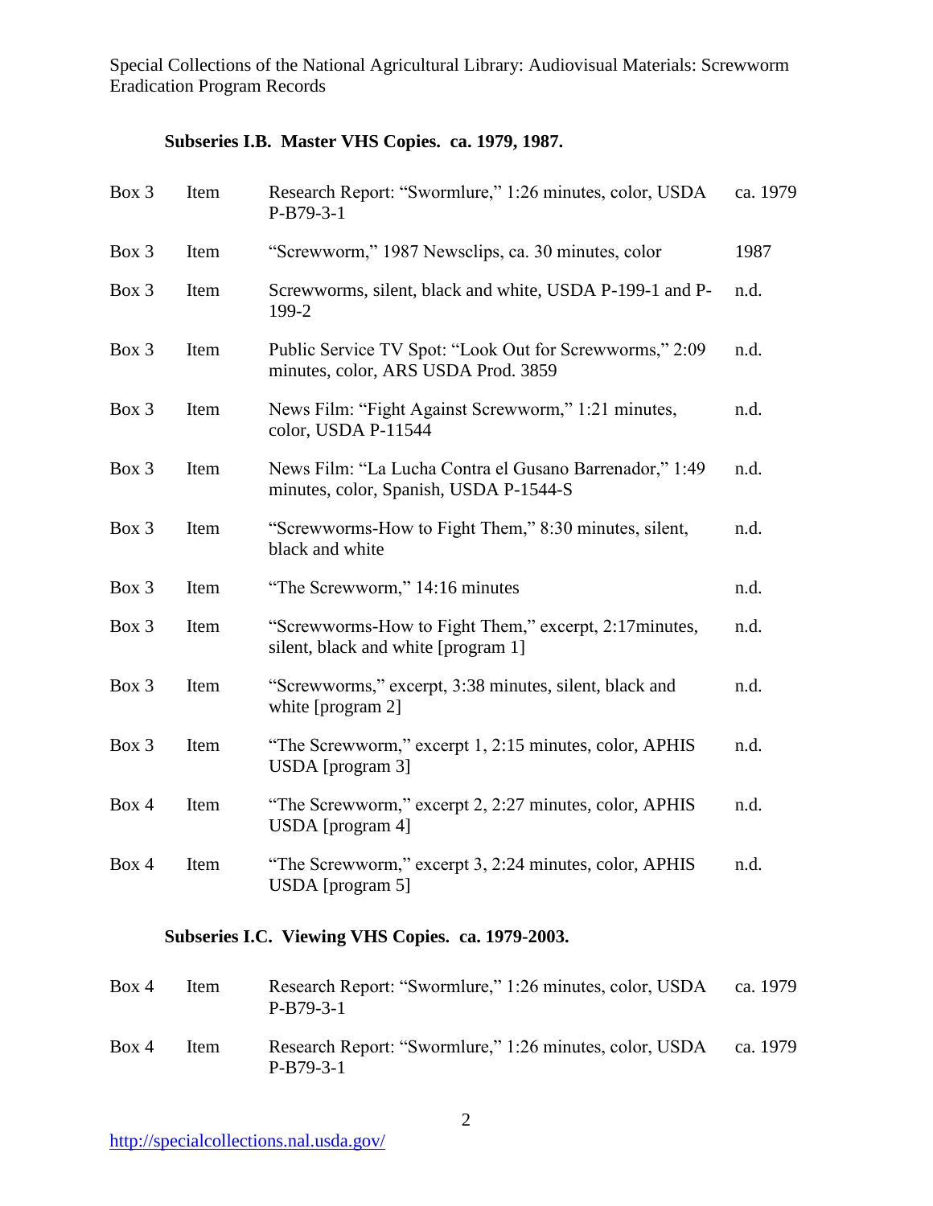### Subseries I.B. Master VHS Copies. ca. 1979, 1987.

| | | | |
|---|---|---|---|
| Box 3 | Item | Research Report: "Swormlure," 1:26 minutes, color, USDA P-B79-3-1 | ca. 1979 |
| Box 3 | Item | "Screwworm," 1987 Newsclips, ca. 30 minutes, color | 1987 |
| Box 3 | Item | Screwworms, silent, black and white, USDA P-199-1 and P-199-2 | n.d. |
| Box 3 | Item | Public Service TV Spot: "Look Out for Screwworms," 2:09 minutes, color, ARS USDA Prod. 3859 | n.d. |
| Box 3 | Item | News Film: "Fight Against Screwworm," 1:21 minutes, color, USDA P-11544 | n.d. |
| Box 3 | Item | News Film: "La Lucha Contra el Gusano Barrenador," 1:49 minutes, color, Spanish, USDA P-1544-S | n.d. |
| Box 3 | Item | "Screwworms-How to Fight Them," 8:30 minutes, silent, black and white | n.d. |
| Box 3 | Item | "The Screwworm," 14:16 minutes | n.d. |
| Box 3 | Item | "Screwworms-How to Fight Them," excerpt, 2:17minutes, silent, black and white [program 1] | n.d. |
| Box 3 | Item | "Screwworms," excerpt, 3:38 minutes, silent, black and white [program 2] | n.d. |
| Box 3 | Item | "The Screwworm," excerpt 1, 2:15 minutes, color, APHIS USDA [program 3] | n.d. |
| Box 4 | Item | "The Screwworm," excerpt 2, 2:27 minutes, color, APHIS USDA [program 4] | n.d. |
| Box 4 | Item | "The Screwworm," excerpt 3, 2:24 minutes, color, APHIS USDA [program 5] | n.d. |

### Subseries I.C. Viewing VHS Copies. ca. 1979-2003.

| | | | |
|---|---|---|---|
| Box 4 | Item | Research Report: "Swormlure," 1:26 minutes, color, USDA P-B79-3-1 | ca. 1979 |
| Box 4 | Item | Research Report: "Swormlure," 1:26 minutes, color, USDA P-B79-3-1 | ca. 1979 |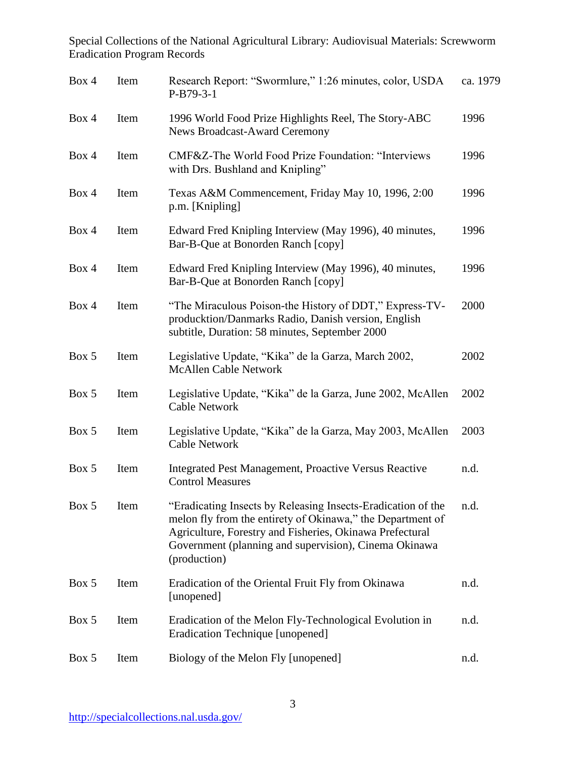| | | | |
|---|---|---|---|
| Box 4 | Item | Research Report: "Swormlure," 1:26 minutes, color, USDA P-B79-3-1 | ca. 1979 |
| Box 4 | Item | 1996 World Food Prize Highlights Reel, The Story-ABC News Broadcast-Award Ceremony | 1996 |
| Box 4 | Item | CMF&Z-The World Food Prize Foundation: "Interviews with Drs. Bushland and Knipling" | 1996 |
| Box 4 | Item | Texas A&M Commencement, Friday May 10, 1996, 2:00 p.m. [Knipling] | 1996 |
| Box 4 | Item | Edward Fred Knipling Interview (May 1996), 40 minutes, Bar-B-Que at Bonorden Ranch [copy] | 1996 |
| Box 4 | Item | Edward Fred Knipling Interview (May 1996), 40 minutes, Bar-B-Que at Bonorden Ranch [copy] | 1996 |
| Box 4 | Item | "The Miraculous Poison-the History of DDT," Express-TV-producktion/Danmarks Radio, Danish version, English subtitle, Duration: 58 minutes, September 2000 | 2000 |
| Box 5 | Item | Legislative Update, "Kika" de la Garza, March 2002, McAllen Cable Network | 2002 |
| Box 5 | Item | Legislative Update, "Kika" de la Garza, June 2002, McAllen Cable Network | 2002 |
| Box 5 | Item | Legislative Update, "Kika" de la Garza, May 2003, McAllen Cable Network | 2003 |
| Box 5 | Item | Integrated Pest Management, Proactive Versus Reactive Control Measures | n.d. |
| Box 5 | Item | "Eradicating Insects by Releasing Insects-Eradication of the melon fly from the entirety of Okinawa," the Department of Agriculture, Forestry and Fisheries, Okinawa Prefectural Government (planning and supervision), Cinema Okinawa (production) | n.d. |
| Box 5 | Item | Eradication of the Oriental Fruit Fly from Okinawa [unopened] | n.d. |
| Box 5 | Item | Eradication of the Melon Fly-Technological Evolution in Eradication Technique [unopened] | n.d. |
| Box 5 | Item | Biology of the Melon Fly [unopened] | n.d. |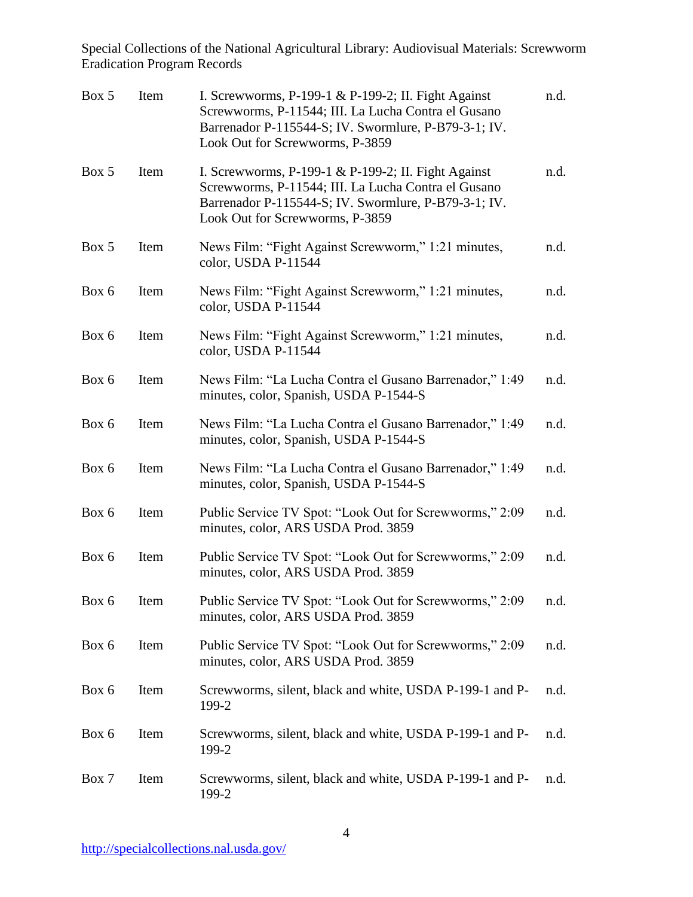| Box 5 | Item | I. Screwworms, P-199-1 & P-199-2; II. Fight Against Screwworms, P-11544; III. La Lucha Contra el Gusano Barrenador P-115544-S; IV. Swormlure, P-B79-3-1; IV. Look Out for Screwworms, P-3859 | n.d. |
|---|---|---|---|
| Box 5 | Item | I. Screwworms, P-199-1 & P-199-2; II. Fight Against Screwworms, P-11544; III. La Lucha Contra el Gusano Barrenador P-115544-S; IV. Swormlure, P-B79-3-1; IV. Look Out for Screwworms, P-3859 | n.d. |
| Box 5 | Item | News Film: "Fight Against Screwworm," 1:21 minutes, color, USDA P-11544 | n.d. |
| Box 6 | Item | News Film: "Fight Against Screwworm," 1:21 minutes, color, USDA P-11544 | n.d. |
| Box 6 | Item | News Film: "Fight Against Screwworm," 1:21 minutes, color, USDA P-11544 | n.d. |
| Box 6 | Item | News Film: "La Lucha Contra el Gusano Barrenador," 1:49 minutes, color, Spanish, USDA P-1544-S | n.d. |
| Box 6 | Item | News Film: "La Lucha Contra el Gusano Barrenador," 1:49 minutes, color, Spanish, USDA P-1544-S | n.d. |
| Box 6 | Item | News Film: "La Lucha Contra el Gusano Barrenador," 1:49 minutes, color, Spanish, USDA P-1544-S | n.d. |
| Box 6 | Item | Public Service TV Spot: "Look Out for Screwworms," 2:09 minutes, color, ARS USDA Prod. 3859 | n.d. |
| Box 6 | Item | Public Service TV Spot: "Look Out for Screwworms," 2:09 minutes, color, ARS USDA Prod. 3859 | n.d. |
| Box 6 | Item | Public Service TV Spot: "Look Out for Screwworms," 2:09 minutes, color, ARS USDA Prod. 3859 | n.d. |
| Box 6 | Item | Public Service TV Spot: "Look Out for Screwworms," 2:09 minutes, color, ARS USDA Prod. 3859 | n.d. |
| Box 6 | Item | Screwworms, silent, black and white, USDA P-199-1 and P-199-2 | n.d. |
| Box 6 | Item | Screwworms, silent, black and white, USDA P-199-1 and P-199-2 | n.d. |
| Box 7 | Item | Screwworms, silent, black and white, USDA P-199-1 and P-199-2 | n.d. |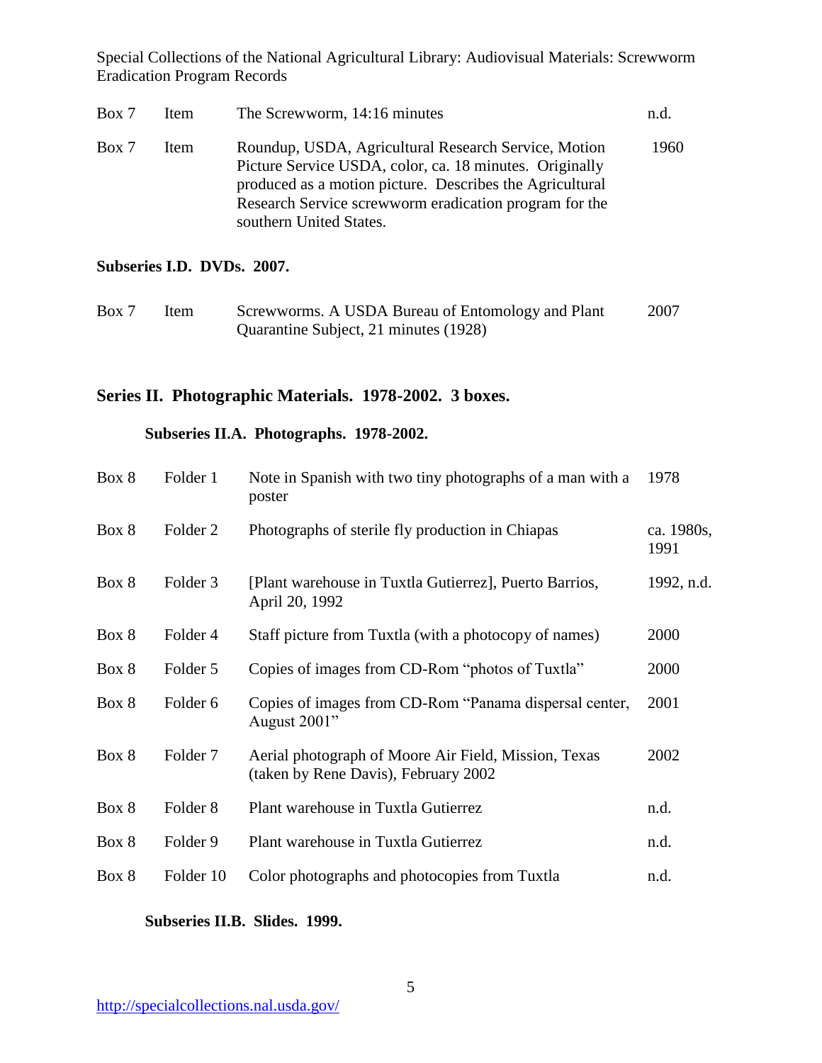| | | | |
|---|---|---|---|
| Box 7 | Item | The Screwworm, 14:16 minutes | n.d. |
| Box 7 | Item | Roundup, USDA, Agricultural Research Service, Motion Picture Service USDA, color, ca. 18 minutes. Originally produced as a motion picture. Describes the Agricultural Research Service screwworm eradication program for the southern United States. | 1960 |

**Subseries I.D. DVDs. 2007.**

| | | | |
|---|---|---|---|
| Box 7 | Item | Screwworms. A USDA Bureau of Entomology and Plant Quarantine Subject, 21 minutes (1928) | 2007 |

## Series II. Photographic Materials. 1978-2002. 3 boxes.

### Subseries II.A. Photographs. 1978-2002.

| | | | |
|---|---|---|---|
| Box 8 | Folder 1 | Note in Spanish with two tiny photographs of a man with a poster | 1978 |
| Box 8 | Folder 2 | Photographs of sterile fly production in Chiapas | ca. 1980s, 1991 |
| Box 8 | Folder 3 | [Plant warehouse in Tuxtla Gutierrez], Puerto Barrios, April 20, 1992 | 1992, n.d. |
| Box 8 | Folder 4 | Staff picture from Tuxtla (with a photocopy of names) | 2000 |
| Box 8 | Folder 5 | Copies of images from CD-Rom "photos of Tuxtla" | 2000 |
| Box 8 | Folder 6 | Copies of images from CD-Rom "Panama dispersal center, August 2001" | 2001 |
| Box 8 | Folder 7 | Aerial photograph of Moore Air Field, Mission, Texas (taken by Rene Davis), February 2002 | 2002 |
| Box 8 | Folder 8 | Plant warehouse in Tuxtla Gutierrez | n.d. |
| Box 8 | Folder 9 | Plant warehouse in Tuxtla Gutierrez | n.d. |
| Box 8 | Folder 10 | Color photographs and photocopies from Tuxtla | n.d. |

### Subseries II.B. Slides. 1999.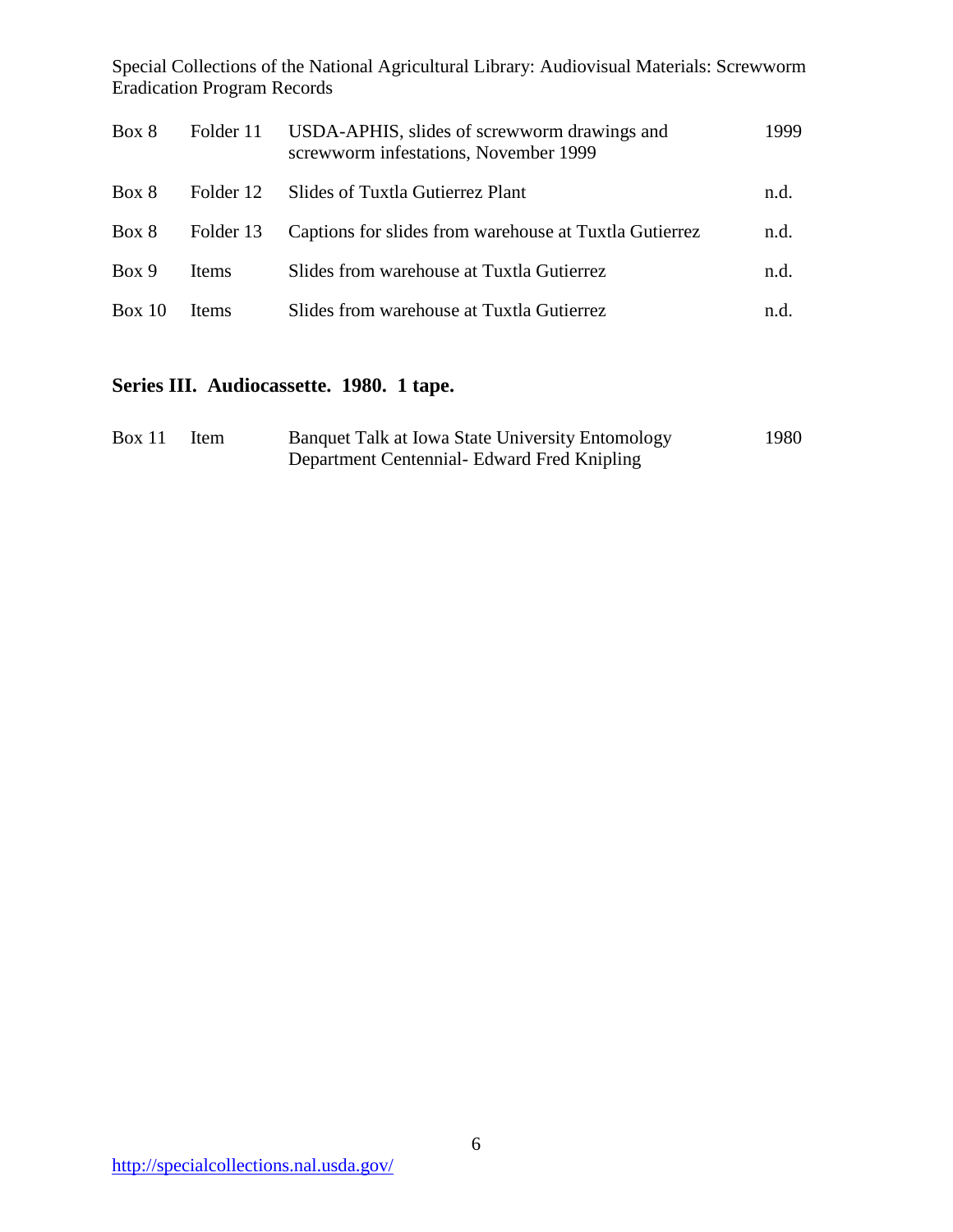| | | | |
|---|---|---|---|
| Box 8 | Folder 11 | USDA-APHIS, slides of screwworm drawings and screwworm infestations, November 1999 | 1999 |
| Box 8 | Folder 12 | Slides of Tuxtla Gutierrez Plant | n.d. |
| Box 8 | Folder 13 | Captions for slides from warehouse at Tuxtla Gutierrez | n.d. |
| Box 9 | Items | Slides from warehouse at Tuxtla Gutierrez | n.d. |
| Box 10 | Items | Slides from warehouse at Tuxtla Gutierrez | n.d. |

## Series III. Audiocassette. 1980. 1 tape.

| | | | |
|---|---|---|---|
| Box 11 | Item | Banquet Talk at Iowa State University Entomology Department Centennial- Edward Fred Knipling | 1980 |